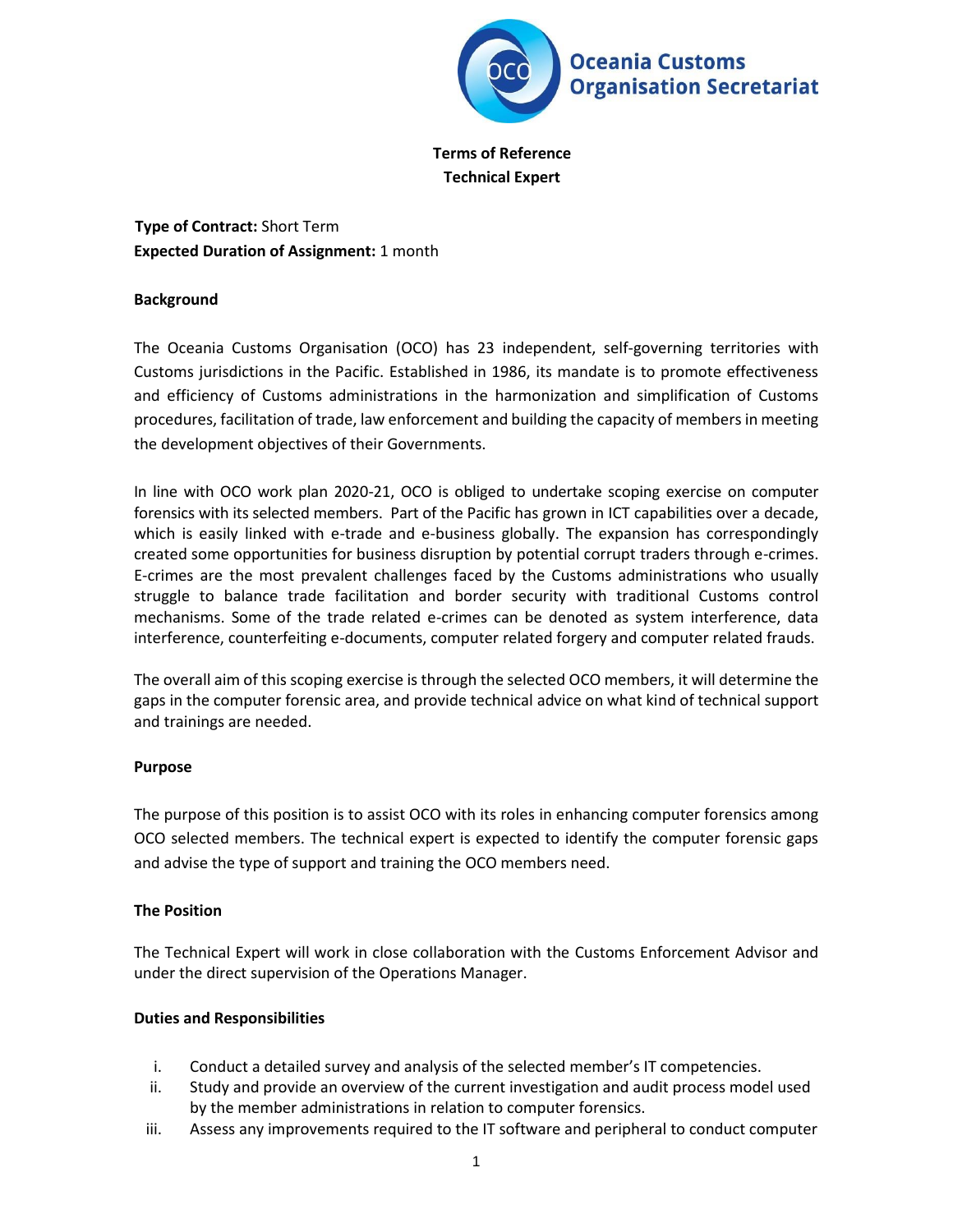Oceania Customs Organisation Secretariat

**Terms of Reference**
**Technical Expert**

**Type of Contract:** Short Term
**Expected Duration of Assignment:** 1 month

## Background

The Oceania Customs Organisation (OCO) has 23 independent, self-governing territories with Customs jurisdictions in the Pacific. Established in 1986, its mandate is to promote effectiveness and efficiency of Customs administrations in the harmonization and simplification of Customs procedures, facilitation of trade, law enforcement and building the capacity of members in meeting the development objectives of their Governments.

In line with OCO work plan 2020-21, OCO is obliged to undertake scoping exercise on computer forensics with its selected members. Part of the Pacific has grown in ICT capabilities over a decade, which is easily linked with e-trade and e-business globally. The expansion has correspondingly created some opportunities for business disruption by potential corrupt traders through e-crimes. E-crimes are the most prevalent challenges faced by the Customs administrations who usually struggle to balance trade facilitation and border security with traditional Customs control mechanisms. Some of the trade related e-crimes can be denoted as system interference, data interference, counterfeiting e-documents, computer related forgery and computer related frauds.

The overall aim of this scoping exercise is through the selected OCO members, it will determine the gaps in the computer forensic area, and provide technical advice on what kind of technical support and trainings are needed.

## Purpose

The purpose of this position is to assist OCO with its roles in enhancing computer forensics among OCO selected members. The technical expert is expected to identify the computer forensic gaps and advise the type of support and training the OCO members need.

## The Position

The Technical Expert will work in close collaboration with the Customs Enforcement Advisor and under the direct supervision of the Operations Manager.

## Duties and Responsibilities

i. Conduct a detailed survey and analysis of the selected member's IT competencies.
ii. Study and provide an overview of the current investigation and audit process model used by the member administrations in relation to computer forensics.
iii. Assess any improvements required to the IT software and peripheral to conduct computer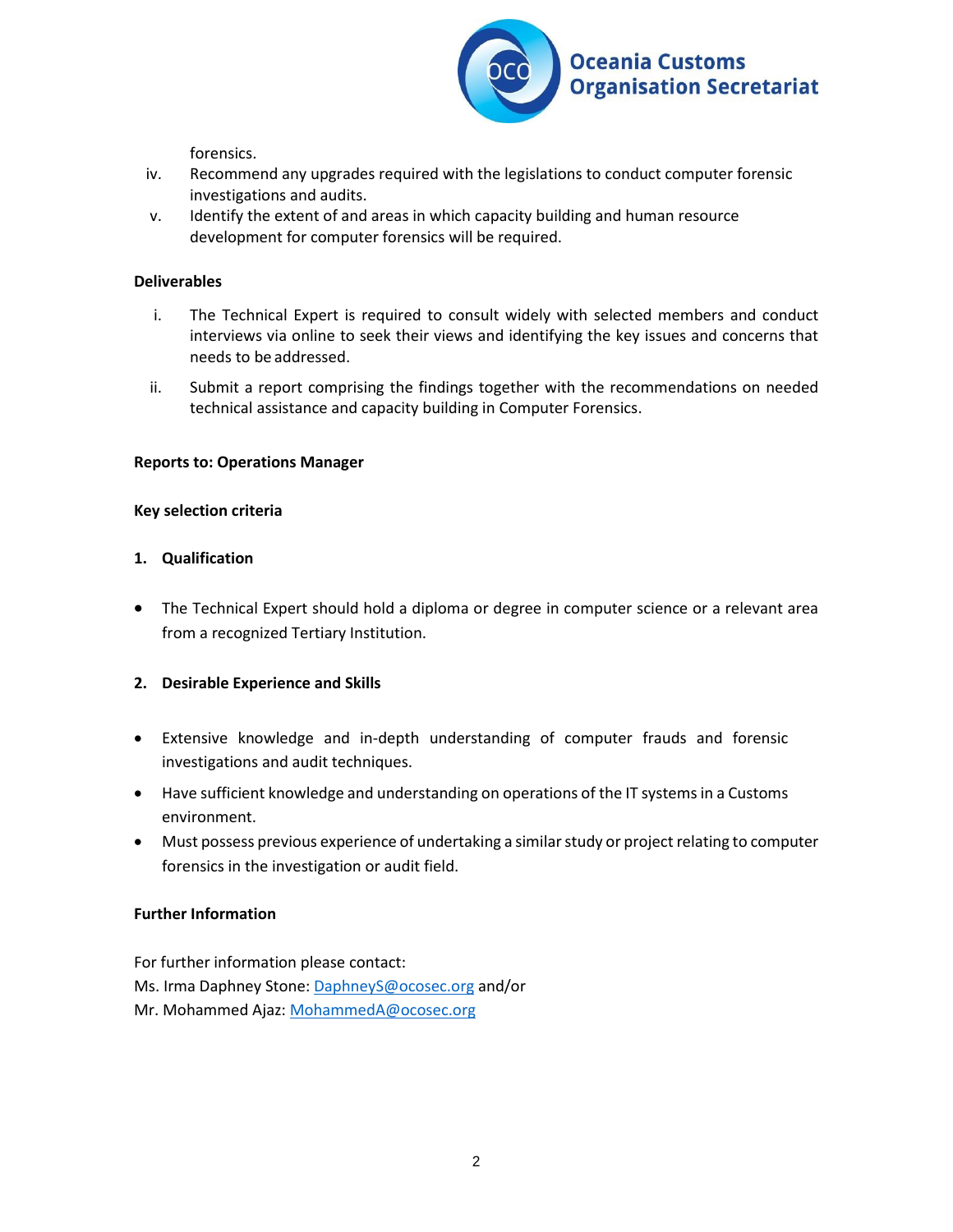forensics.

iv. Recommend any upgrades required with the legislations to conduct computer forensic investigations and audits.

v. Identify the extent of and areas in which capacity building and human resource development for computer forensics will be required.

**Deliverables**

i. The Technical Expert is required to consult widely with selected members and conduct interviews via online to seek their views and identifying the key issues and concerns that needs to be addressed.

ii. Submit a report comprising the findings together with the recommendations on needed technical assistance and capacity building in Computer Forensics.

**Reports to: Operations Manager**

**Key selection criteria**

**1. Qualification**

- The Technical Expert should hold a diploma or degree in computer science or a relevant area from a recognized Tertiary Institution.

**2. Desirable Experience and Skills**

- Extensive knowledge and in-depth understanding of computer frauds and forensic investigations and audit techniques.
- Have sufficient knowledge and understanding on operations of the IT systems in a Customs environment.
- Must possess previous experience of undertaking a similar study or project relating to computer forensics in the investigation or audit field.

**Further Information**

For further information please contact:
Ms. Irma Daphney Stone: DaphneyS@ocosec.org and/or
Mr. Mohammed Ajaz: MohammedA@ocosec.org